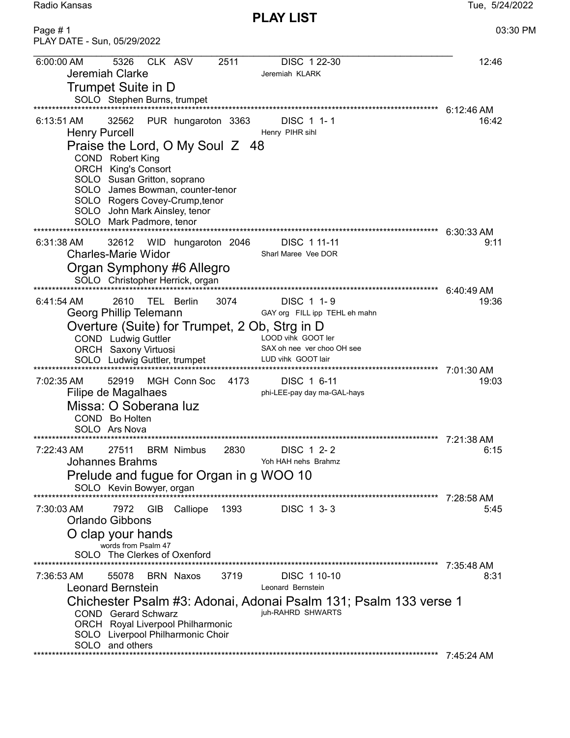Radio Kansas

# PLAY LIST

Tue, 5/24/2022

Page # 1 — 03:30 PM

PLAY DATE - Sun, 05/29/2022

---

6:00:00 AM 5326 CLK ASV 2511 DISC 1 22-30 — 12:46

Jeremiah Clarke — Jeremiah KLARK

**Trumpet Suite in D**

SOLO Stephen Burns, trumpet

---

6:12:46 AM

6:13:51 AM 32562 PUR hungaroton 3363 DISC 1 1- 1 — 16:42

Henry Purcell — Henry PIHR sihl

**Praise the Lord, O My Soul Z 48**

COND Robert King
ORCH King's Consort
SOLO Susan Gritton, soprano
SOLO James Bowman, counter-tenor
SOLO Rogers Covey-Crump,tenor
SOLO John Mark Ainsley, tenor
SOLO Mark Padmore, tenor

---

6:30:33 AM

6:31:38 AM 32612 WID hungaroton 2046 DISC 1 11-11 — 9:11

Charles-Marie Widor — Sharl Maree Vee DOR

**Organ Symphony #6 Allegro**

SOLO Christopher Herrick, organ

---

6:40:49 AM

6:41:54 AM 2610 TEL Berlin 3074 DISC 1 1- 9 — 19:36

Georg Phillip Telemann — GAY org FILL ipp TEHL eh mahn

**Overture (Suite) for Trumpet, 2 Ob, Strg in D**

COND Ludwig Guttler — LOOD vihk GOOT ler
ORCH Saxony Virtuosi — SAX oh nee ver choo OH see
SOLO Ludwig Guttler, trumpet — LUD vihk GOOT lair

---

7:01:30 AM

7:02:35 AM 52919 MGH Conn Soc 4173 DISC 1 6-11 — 19:03

Filipe de Magalhaes — phi-LEE-pay day ma-GAL-hays

**Missa: O Soberana luz**

COND Bo Holten
SOLO Ars Nova

---

7:21:38 AM

7:22:43 AM 27511 BRM Nimbus 2830 DISC 1 2- 2 — 6:15

Johannes Brahms — Yoh HAH nehs Brahmz

**Prelude and fugue for Organ in g WOO 10**

SOLO Kevin Bowyer, organ

---

7:28:58 AM

7:30:03 AM 7972 GIB Calliope 1393 DISC 1 3- 3 — 5:45

Orlando Gibbons

**O clap your hands**

words from Psalm 47

SOLO The Clerkes of Oxenford

---

7:35:48 AM

7:36:53 AM 55078 BRN Naxos 3719 DISC 1 10-10 — 8:31

Leonard Bernstein — Leonard Bernstein

**Chichester Psalm #3: Adonai, Adonai Psalm 131; Psalm 133 verse 1**

COND Gerard Schwarz — juh-RAHRD SHWARTS
ORCH Royal Liverpool Philharmonic
SOLO Liverpool Philharmonic Choir
SOLO and others

---

7:45:24 AM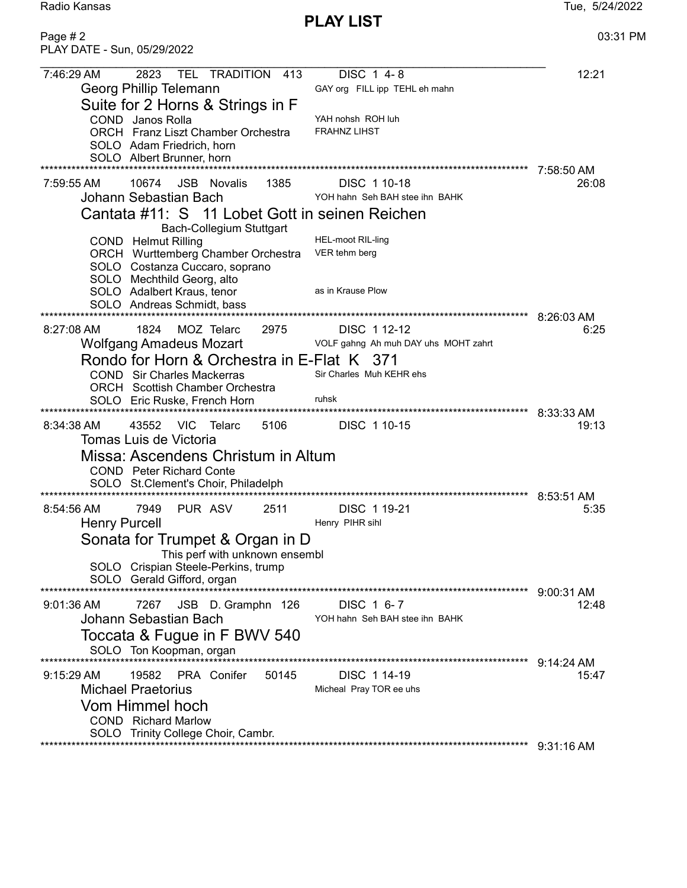PLAY DATE - Sun, 05/29/2022

---

7:46:29 AM  2823  TEL  TRADITION  413  DISC 1 4- 8  12:21

Georg Phillip Telemann — GAY org FILL ipp TEHL eh mahn

**Suite for 2 Horns & Strings in F**

- COND Janos Rolla — YAH nohsh ROH luh
- ORCH Franz Liszt Chamber Orchestra — FRAHNZ LIHST
- SOLO Adam Friedrich, horn
- SOLO Albert Brunner, horn

7:58:50 AM

---

7:59:55 AM  10674  JSB  Novalis  1385  DISC 1 10-18  26:08

Johann Sebastian Bach — YOH hahn Seh BAH stee ihn BAHK

**Cantata #11: S 11 Lobet Gott in seinen Reichen**

Bach-Collegium Stuttgart

- COND Helmut Rilling — HEL-moot RIL-ling
- ORCH Wurttemberg Chamber Orchestra — VER tehm berg
- SOLO Costanza Cuccaro, soprano
- SOLO Mechthild Georg, alto
- SOLO Adalbert Kraus, tenor — as in Krause Plow
- SOLO Andreas Schmidt, bass

8:26:03 AM

---

8:27:08 AM  1824  MOZ  Telarc  2975  DISC 1 12-12  6:25

Wolfgang Amadeus Mozart — VOLF gahng Ah muh DAY uhs MOHT zahrt

**Rondo for Horn & Orchestra in E-Flat K 371**

- COND Sir Charles Mackerras — Sir Charles Muh KEHR ehs
- ORCH Scottish Chamber Orchestra
- SOLO Eric Ruske, French Horn — ruhsk

8:33:33 AM

---

8:34:38 AM  43552  VIC  Telarc  5106  DISC 1 10-15  19:13

Tomas Luis de Victoria

**Missa: Ascendens Christum in Altum**

- COND Peter Richard Conte
- SOLO St.Clement's Choir, Philadelph

8:53:51 AM

---

8:54:56 AM  7949  PUR  ASV  2511  DISC 1 19-21  5:35

Henry Purcell — Henry PIHR sihl

**Sonata for Trumpet & Organ in D**

This perf with unknown ensembl

- SOLO Crispian Steele-Perkins, trump
- SOLO Gerald Gifford, organ

9:00:31 AM

---

9:01:36 AM  7267  JSB  D. Gramphn  126  DISC 1 6- 7  12:48

Johann Sebastian Bach — YOH hahn Seh BAH stee ihn BAHK

**Toccata & Fugue in F BWV 540**

- SOLO Ton Koopman, organ

9:14:24 AM

---

9:15:29 AM  19582  PRA  Conifer  50145  DISC 1 14-19  15:47

Michael Praetorius — Micheal Pray TOR ee uhs

**Vom Himmel hoch**

- COND Richard Marlow
- SOLO Trinity College Choir, Cambr.

9:31:16 AM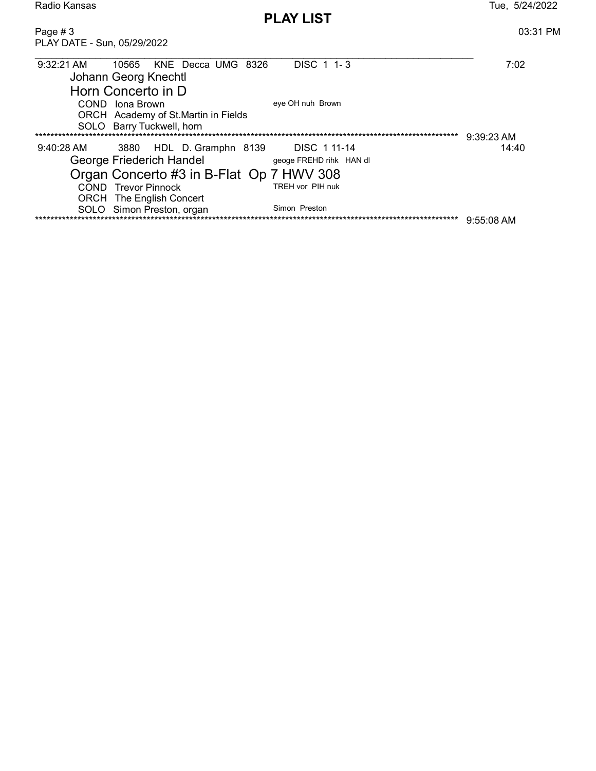PLAY DATE - Sun, 05/29/2022

9:32:21 AM 10565 KNE Decca UMG 8326 DISC 1 1- 3 7:02

Johann Georg Knechtl

## Horn Concerto in D

COND Iona Brown eye OH nuh Brown

ORCH Academy of St.Martin in Fields

SOLO Barry Tuckwell, horn

******************************************************************************************************* 9:39:23 AM

9:40:28 AM 3880 HDL D. Gramphn 8139 DISC 1 11-14 14:40

George Friederich Handel geoge FREHD rihk HAN dl

## Organ Concerto #3 in B-Flat Op 7 HWV 308

COND Trevor Pinnock TREH vor PIH nuk

ORCH The English Concert

SOLO Simon Preston, organ Simon Preston

******************************************************************************************************* 9:55:08 AM